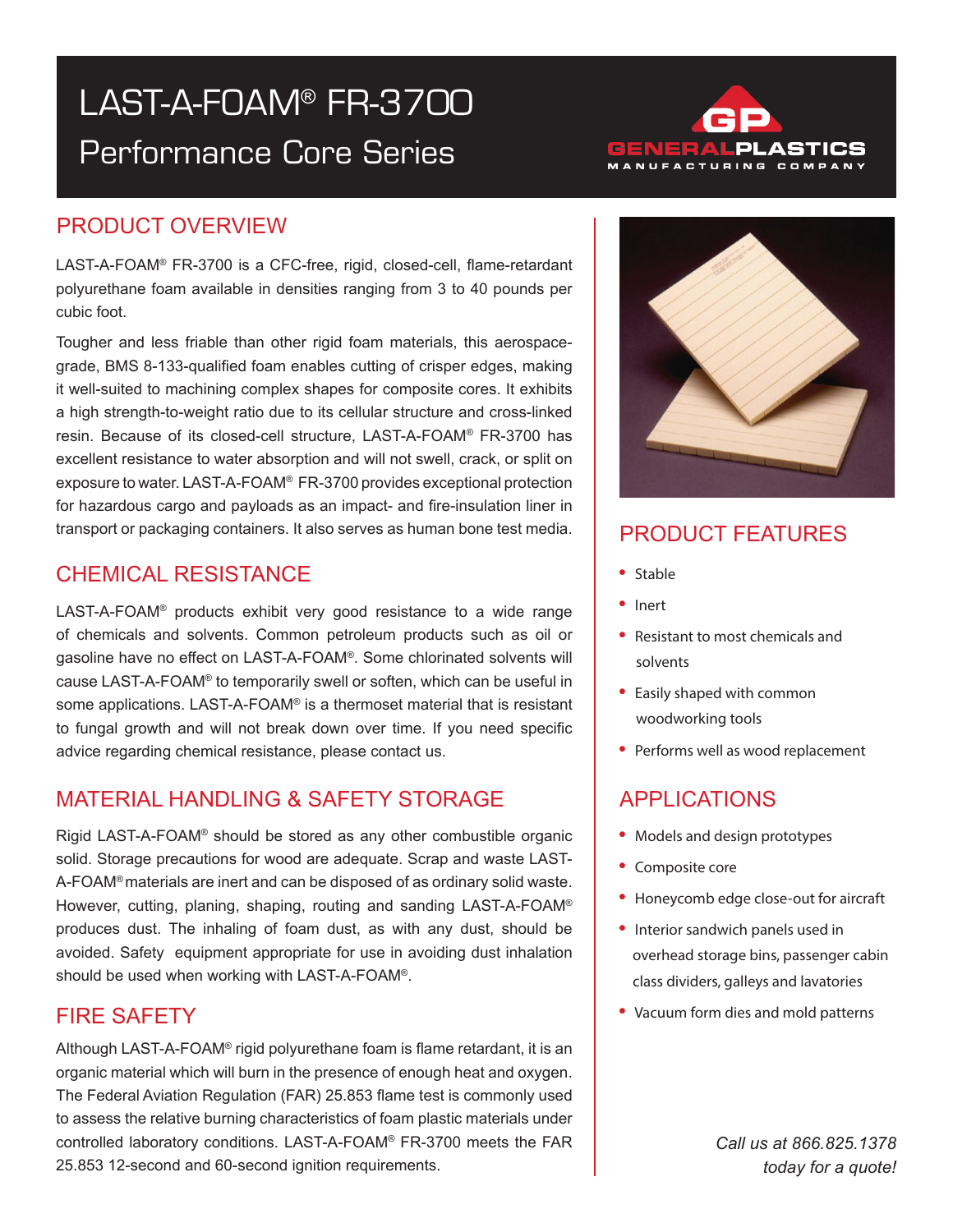# LAST-A-FOAM® FR-3700

## Performance Core Series

GENERALPLASTICS MANUFACTURING COMPANY

## PRODUCT OVERVIEW

LAST-A-FOAM® FR-3700 is a CFC-free, rigid, closed-cell, flame-retardant polyurethane foam available in densities ranging from 3 to 40 pounds per cubic foot.

Tougher and less friable than other rigid foam materials, this aerospace-grade, BMS 8-133-qualified foam enables cutting of crisper edges, making it well-suited to machining complex shapes for composite cores. It exhibits a high strength-to-weight ratio due to its cellular structure and cross-linked resin. Because of its closed-cell structure, LAST-A-FOAM® FR-3700 has excellent resistance to water absorption and will not swell, crack, or split on exposure to water. LAST-A-FOAM® FR-3700 provides exceptional protection for hazardous cargo and payloads as an impact- and fire-insulation liner in transport or packaging containers. It also serves as human bone test media.

## CHEMICAL RESISTANCE

LAST-A-FOAM® products exhibit very good resistance to a wide range of chemicals and solvents. Common petroleum products such as oil or gasoline have no effect on LAST-A-FOAM®. Some chlorinated solvents will cause LAST-A-FOAM® to temporarily swell or soften, which can be useful in some applications. LAST-A-FOAM® is a thermoset material that is resistant to fungal growth and will not break down over time. If you need specific advice regarding chemical resistance, please contact us.

## MATERIAL HANDLING & SAFETY STORAGE

Rigid LAST-A-FOAM® should be stored as any other combustible organic solid. Storage precautions for wood are adequate. Scrap and waste LAST-A-FOAM® materials are inert and can be disposed of as ordinary solid waste. However, cutting, planing, shaping, routing and sanding LAST-A-FOAM® produces dust. The inhaling of foam dust, as with any dust, should be avoided. Safety equipment appropriate for use in avoiding dust inhalation should be used when working with LAST-A-FOAM®.

## FIRE SAFETY

Although LAST-A-FOAM® rigid polyurethane foam is flame retardant, it is an organic material which will burn in the presence of enough heat and oxygen. The Federal Aviation Regulation (FAR) 25.853 flame test is commonly used to assess the relative burning characteristics of foam plastic materials under controlled laboratory conditions. LAST-A-FOAM® FR-3700 meets the FAR 25.853 12-second and 60-second ignition requirements.

## PRODUCT FEATURES

- Stable
- Inert
- Resistant to most chemicals and solvents
- Easily shaped with common woodworking tools
- Performs well as wood replacement

## APPLICATIONS

- Models and design prototypes
- Composite core
- Honeycomb edge close-out for aircraft
- Interior sandwich panels used in overhead storage bins, passenger cabin class dividers, galleys and lavatories
- Vacuum form dies and mold patterns

*Call us at 866.825.1378 today for a quote!*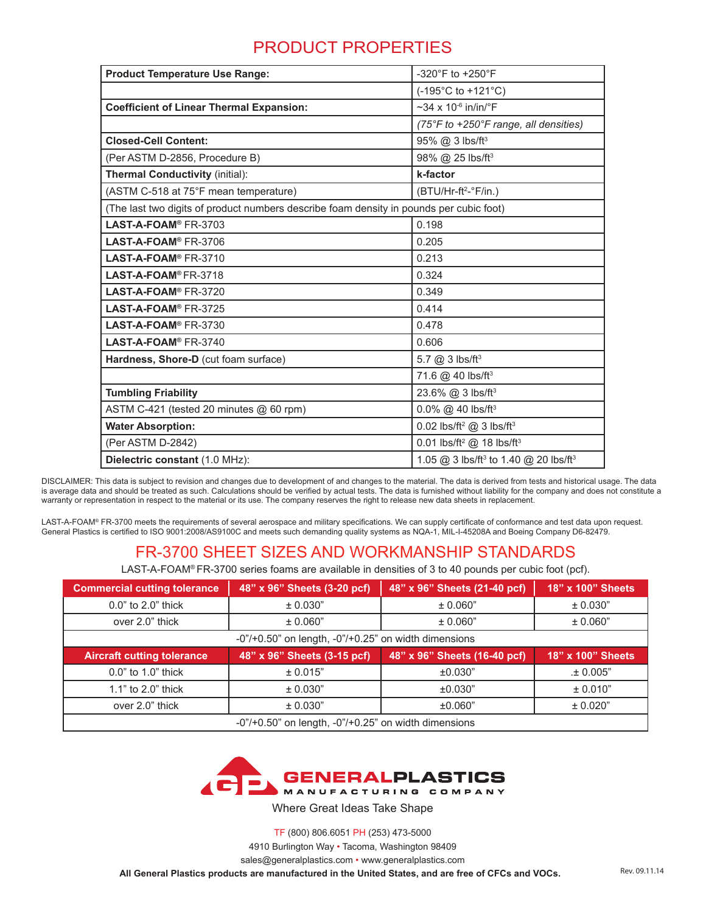# PRODUCT PROPERTIES

| | |
|---|---|
| **Product Temperature Use Range:** | -320°F to +250°F |
| | (-195°C to +121°C) |
| **Coefficient of Linear Thermal Expansion:** | ~34 x $10^{-6}$ in/in/°F |
| | *(75°F to +250°F range, all densities)* |
| **Closed-Cell Content:** | 95% @ 3 lbs/ft³ |
| (Per ASTM D-2856, Procedure B) | 98% @ 25 lbs/ft³ |
| **Thermal Conductivity** (initial): | **k-factor** |
| (ASTM C-518 at 75°F mean temperature) | (BTU/Hr-ft²-°F/in.) |
| (The last two digits of product numbers describe foam density in pounds per cubic foot) | |
| **LAST-A-FOAM®** FR-3703 | 0.198 |
| **LAST-A-FOAM®** FR-3706 | 0.205 |
| **LAST-A-FOAM®** FR-3710 | 0.213 |
| **LAST-A-FOAM®** FR-3718 | 0.324 |
| **LAST-A-FOAM®** FR-3720 | 0.349 |
| **LAST-A-FOAM®** FR-3725 | 0.414 |
| **LAST-A-FOAM®** FR-3730 | 0.478 |
| **LAST-A-FOAM®** FR-3740 | 0.606 |
| **Hardness, Shore-D** (cut foam surface) | 5.7 @ 3 lbs/ft³ |
| | 71.6 @ 40 lbs/ft³ |
| **Tumbling Friability** | 23.6% @ 3 lbs/ft³ |
| ASTM C-421 (tested 20 minutes @ 60 rpm) | 0.0% @ 40 lbs/ft³ |
| **Water Absorption:** | 0.02 lbs/ft² @ 3 lbs/ft³ |
| (Per ASTM D-2842) | 0.01 lbs/ft² @ 18 lbs/ft³ |
| **Dielectric constant** (1.0 MHz): | 1.05 @ 3 lbs/ft³ to 1.40 @ 20 lbs/ft³ |

DISCLAIMER: This data is subject to revision and changes due to development of and changes to the material. The data is derived from tests and historical usage. The data is average data and should be treated as such. Calculations should be verified by actual tests. The data is furnished without liability for the company and does not constitute a warranty or representation in respect to the material or its use. The company reserves the right to release new data sheets in replacement.

LAST-A-FOAM® FR-3700 meets the requirements of several aerospace and military specifications. We can supply certificate of conformance and test data upon request. General Plastics is certified to ISO 9001:2008/AS9100C and meets such demanding quality systems as NQA-1, MIL-I-45208A and Boeing Company D6-82479.

# FR-3700 SHEET SIZES AND WORKMANSHIP STANDARDS

LAST-A-FOAM® FR-3700 series foams are available in densities of 3 to 40 pounds per cubic foot (pcf).

| Commercial cutting tolerance | 48" x 96" Sheets (3-20 pcf) | 48" x 96" Sheets (21-40 pcf) | 18" x 100" Sheets |
|---|---|---|---|
| 0.0" to 2.0" thick | ± 0.030" | ± 0.060" | ± 0.030" |
| over 2.0" thick | ± 0.060" | ± 0.060" | ± 0.060" |
| -0"/+0.50" on length, -0"/+0.25" on width dimensions | | | |
| **Aircraft cutting tolerance** | **48" x 96" Sheets (3-15 pcf)** | **48" x 96" Sheets (16-40 pcf)** | **18" x 100" Sheets** |
| 0.0" to 1.0" thick | ± 0.015" | ±0.030" | .± 0.005" |
| 1.1" to 2.0" thick | ± 0.030" | ±0.030" | ± 0.010" |
| over 2.0" thick | ± 0.030" | ±0.060" | ± 0.020" |
| -0"/+0.50" on length, -0"/+0.25" on width dimensions | | | |

GENERALPLASTICS MANUFACTURING COMPANY

Where Great Ideas Take Shape

TF (800) 806.6051 PH (253) 473-5000

4910 Burlington Way • Tacoma, Washington 98409

sales@generalplastics.com • www.generalplastics.com

**All General Plastics products are manufactured in the United States, and are free of CFCs and VOCs.**

Rev. 09.11.14